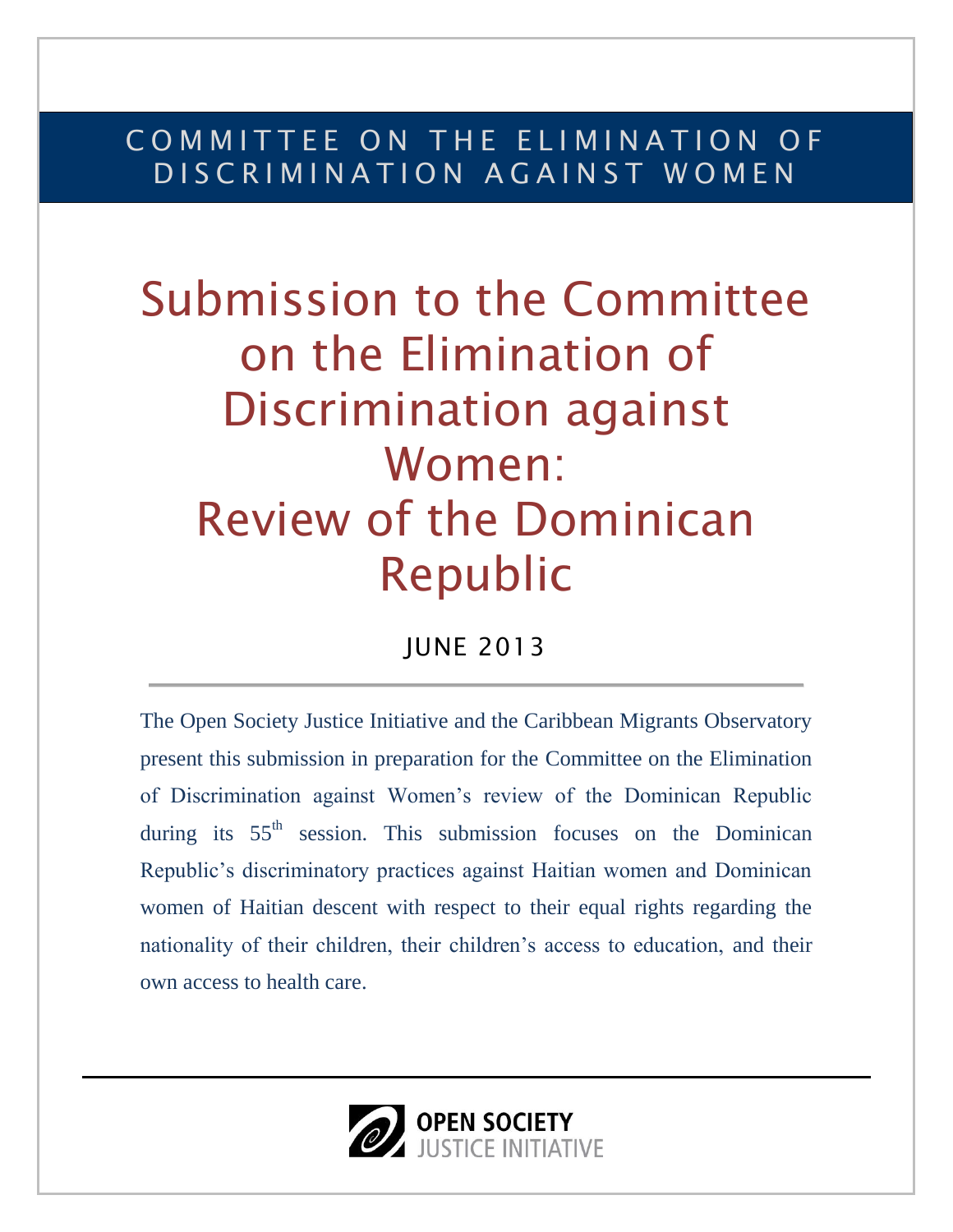COMMITTEE ON THE ELIMINATION OF DISCRIMINATION AGAINST WOMEN

# Submission to the Committee on the Elimination of Discrimination against Women: Review of the Dominican Republic

JUNE 2013

---

The Open Society Justice Initiative and the Caribbean Migrants Observatory present this submission in preparation for the Committee on the Elimination of Discrimination against Women's review of the Dominican Republic during its 55th session. This submission focuses on the Dominican Republic's discriminatory practices against Haitian women and Dominican women of Haitian descent with respect to their equal rights regarding the nationality of their children, their children's access to education, and their own access to health care.

---

OPEN SOCIETY JUSTICE INITIATIVE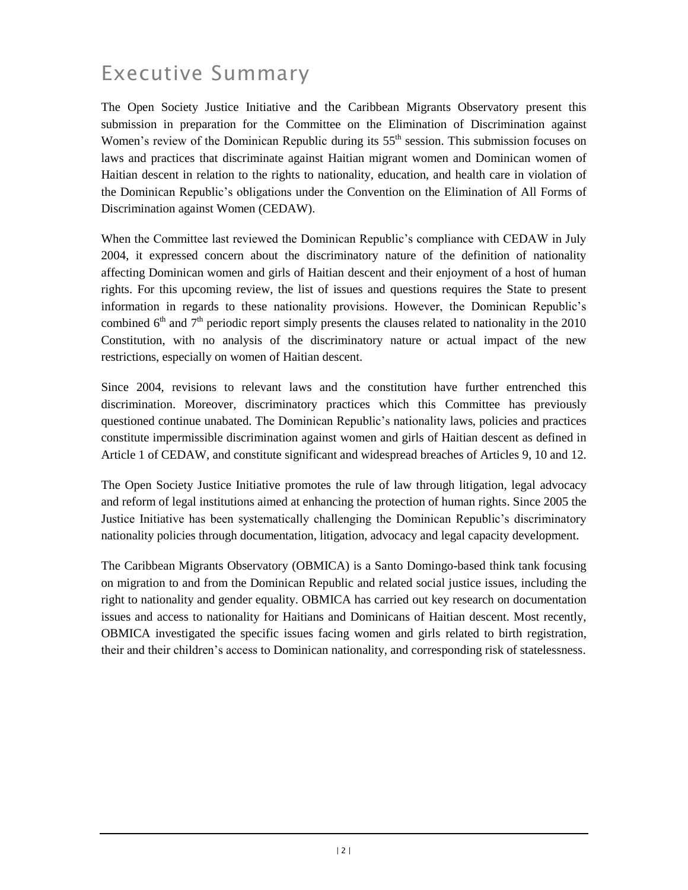# Executive Summary

The Open Society Justice Initiative and the Caribbean Migrants Observatory present this submission in preparation for the Committee on the Elimination of Discrimination against Women's review of the Dominican Republic during its 55th session. This submission focuses on laws and practices that discriminate against Haitian migrant women and Dominican women of Haitian descent in relation to the rights to nationality, education, and health care in violation of the Dominican Republic's obligations under the Convention on the Elimination of All Forms of Discrimination against Women (CEDAW).

When the Committee last reviewed the Dominican Republic's compliance with CEDAW in July 2004, it expressed concern about the discriminatory nature of the definition of nationality affecting Dominican women and girls of Haitian descent and their enjoyment of a host of human rights. For this upcoming review, the list of issues and questions requires the State to present information in regards to these nationality provisions. However, the Dominican Republic's combined 6th and 7th periodic report simply presents the clauses related to nationality in the 2010 Constitution, with no analysis of the discriminatory nature or actual impact of the new restrictions, especially on women of Haitian descent.

Since 2004, revisions to relevant laws and the constitution have further entrenched this discrimination. Moreover, discriminatory practices which this Committee has previously questioned continue unabated. The Dominican Republic's nationality laws, policies and practices constitute impermissible discrimination against women and girls of Haitian descent as defined in Article 1 of CEDAW, and constitute significant and widespread breaches of Articles 9, 10 and 12.

The Open Society Justice Initiative promotes the rule of law through litigation, legal advocacy and reform of legal institutions aimed at enhancing the protection of human rights. Since 2005 the Justice Initiative has been systematically challenging the Dominican Republic's discriminatory nationality policies through documentation, litigation, advocacy and legal capacity development.

The Caribbean Migrants Observatory (OBMICA) is a Santo Domingo-based think tank focusing on migration to and from the Dominican Republic and related social justice issues, including the right to nationality and gender equality. OBMICA has carried out key research on documentation issues and access to nationality for Haitians and Dominicans of Haitian descent. Most recently, OBMICA investigated the specific issues facing women and girls related to birth registration, their and their children's access to Dominican nationality, and corresponding risk of statelessness.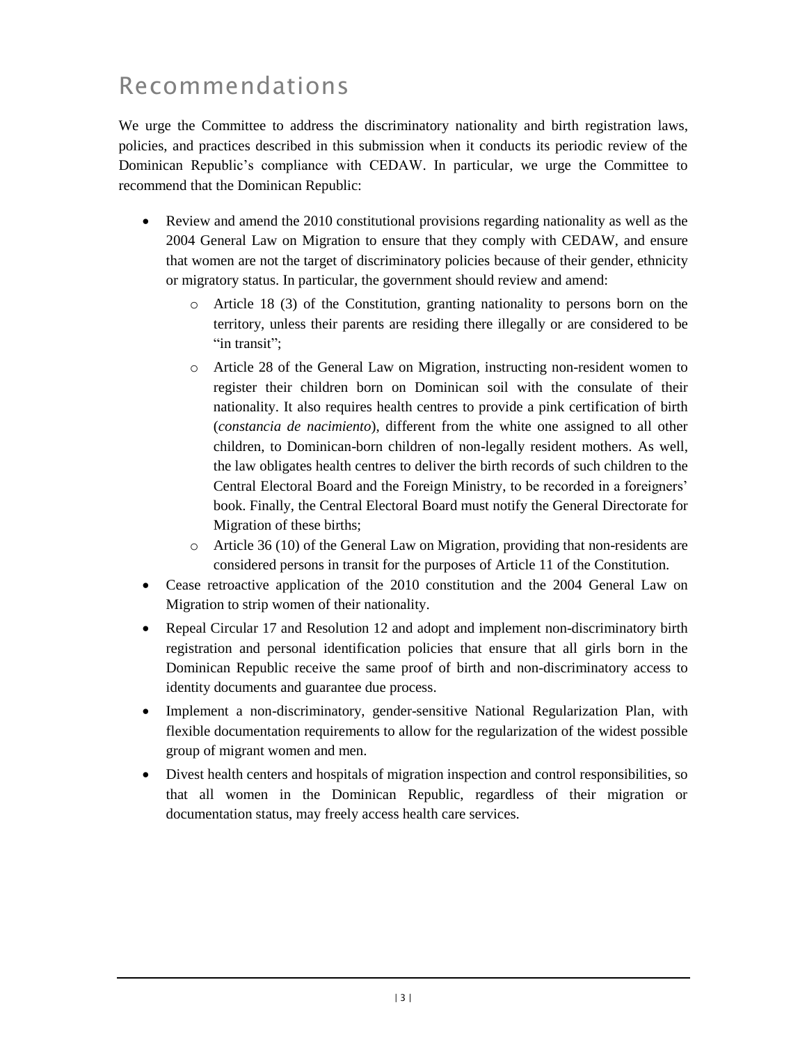# Recommendations

We urge the Committee to address the discriminatory nationality and birth registration laws, policies, and practices described in this submission when it conducts its periodic review of the Dominican Republic's compliance with CEDAW. In particular, we urge the Committee to recommend that the Dominican Republic:

- Review and amend the 2010 constitutional provisions regarding nationality as well as the 2004 General Law on Migration to ensure that they comply with CEDAW, and ensure that women are not the target of discriminatory policies because of their gender, ethnicity or migratory status. In particular, the government should review and amend:
  - Article 18 (3) of the Constitution, granting nationality to persons born on the territory, unless their parents are residing there illegally or are considered to be "in transit";
  - Article 28 of the General Law on Migration, instructing non-resident women to register their children born on Dominican soil with the consulate of their nationality. It also requires health centres to provide a pink certification of birth (*constancia de nacimiento*), different from the white one assigned to all other children, to Dominican-born children of non-legally resident mothers. As well, the law obligates health centres to deliver the birth records of such children to the Central Electoral Board and the Foreign Ministry, to be recorded in a foreigners' book. Finally, the Central Electoral Board must notify the General Directorate for Migration of these births;
  - Article 36 (10) of the General Law on Migration, providing that non-residents are considered persons in transit for the purposes of Article 11 of the Constitution.
- Cease retroactive application of the 2010 constitution and the 2004 General Law on Migration to strip women of their nationality.
- Repeal Circular 17 and Resolution 12 and adopt and implement non-discriminatory birth registration and personal identification policies that ensure that all girls born in the Dominican Republic receive the same proof of birth and non-discriminatory access to identity documents and guarantee due process.
- Implement a non-discriminatory, gender-sensitive National Regularization Plan, with flexible documentation requirements to allow for the regularization of the widest possible group of migrant women and men.
- Divest health centers and hospitals of migration inspection and control responsibilities, so that all women in the Dominican Republic, regardless of their migration or documentation status, may freely access health care services.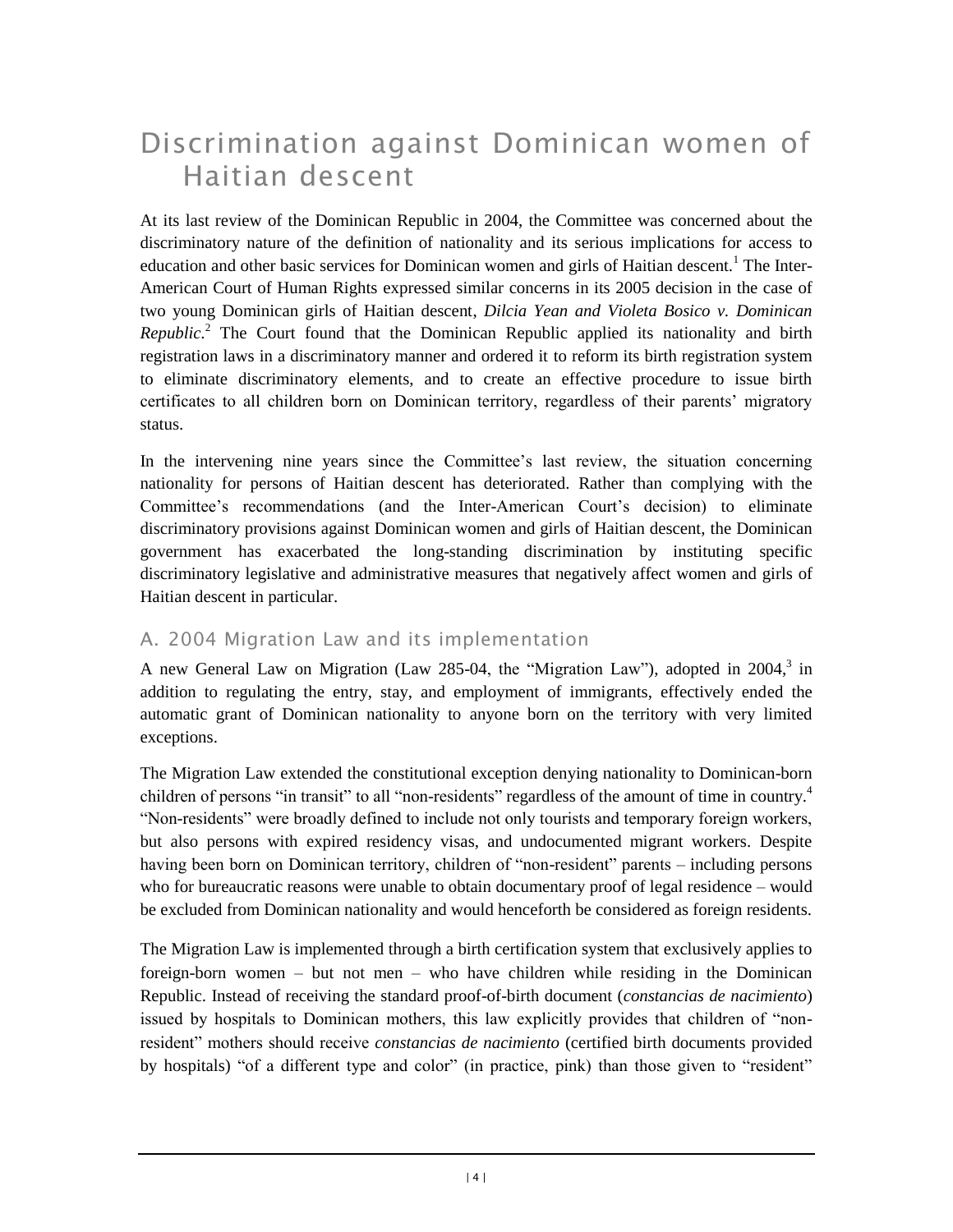# Discrimination against Dominican women of Haitian descent

At its last review of the Dominican Republic in 2004, the Committee was concerned about the discriminatory nature of the definition of nationality and its serious implications for access to education and other basic services for Dominican women and girls of Haitian descent.[1] The Inter-American Court of Human Rights expressed similar concerns in its 2005 decision in the case of two young Dominican girls of Haitian descent, *Dilcia Yean and Violeta Bosico v. Dominican Republic*.[2] The Court found that the Dominican Republic applied its nationality and birth registration laws in a discriminatory manner and ordered it to reform its birth registration system to eliminate discriminatory elements, and to create an effective procedure to issue birth certificates to all children born on Dominican territory, regardless of their parents' migratory status.

In the intervening nine years since the Committee's last review, the situation concerning nationality for persons of Haitian descent has deteriorated. Rather than complying with the Committee's recommendations (and the Inter-American Court's decision) to eliminate discriminatory provisions against Dominican women and girls of Haitian descent, the Dominican government has exacerbated the long-standing discrimination by instituting specific discriminatory legislative and administrative measures that negatively affect women and girls of Haitian descent in particular.

## A. 2004 Migration Law and its implementation

A new General Law on Migration (Law 285-04, the "Migration Law"), adopted in 2004,[3] in addition to regulating the entry, stay, and employment of immigrants, effectively ended the automatic grant of Dominican nationality to anyone born on the territory with very limited exceptions.

The Migration Law extended the constitutional exception denying nationality to Dominican-born children of persons "in transit" to all "non-residents" regardless of the amount of time in country.[4] "Non-residents" were broadly defined to include not only tourists and temporary foreign workers, but also persons with expired residency visas, and undocumented migrant workers. Despite having been born on Dominican territory, children of "non-resident" parents – including persons who for bureaucratic reasons were unable to obtain documentary proof of legal residence – would be excluded from Dominican nationality and would henceforth be considered as foreign residents.

The Migration Law is implemented through a birth certification system that exclusively applies to foreign-born women – but not men – who have children while residing in the Dominican Republic. Instead of receiving the standard proof-of-birth document (*constancias de nacimiento*) issued by hospitals to Dominican mothers, this law explicitly provides that children of "non-resident" mothers should receive *constancias de nacimiento* (certified birth documents provided by hospitals) "of a different type and color" (in practice, pink) than those given to "resident"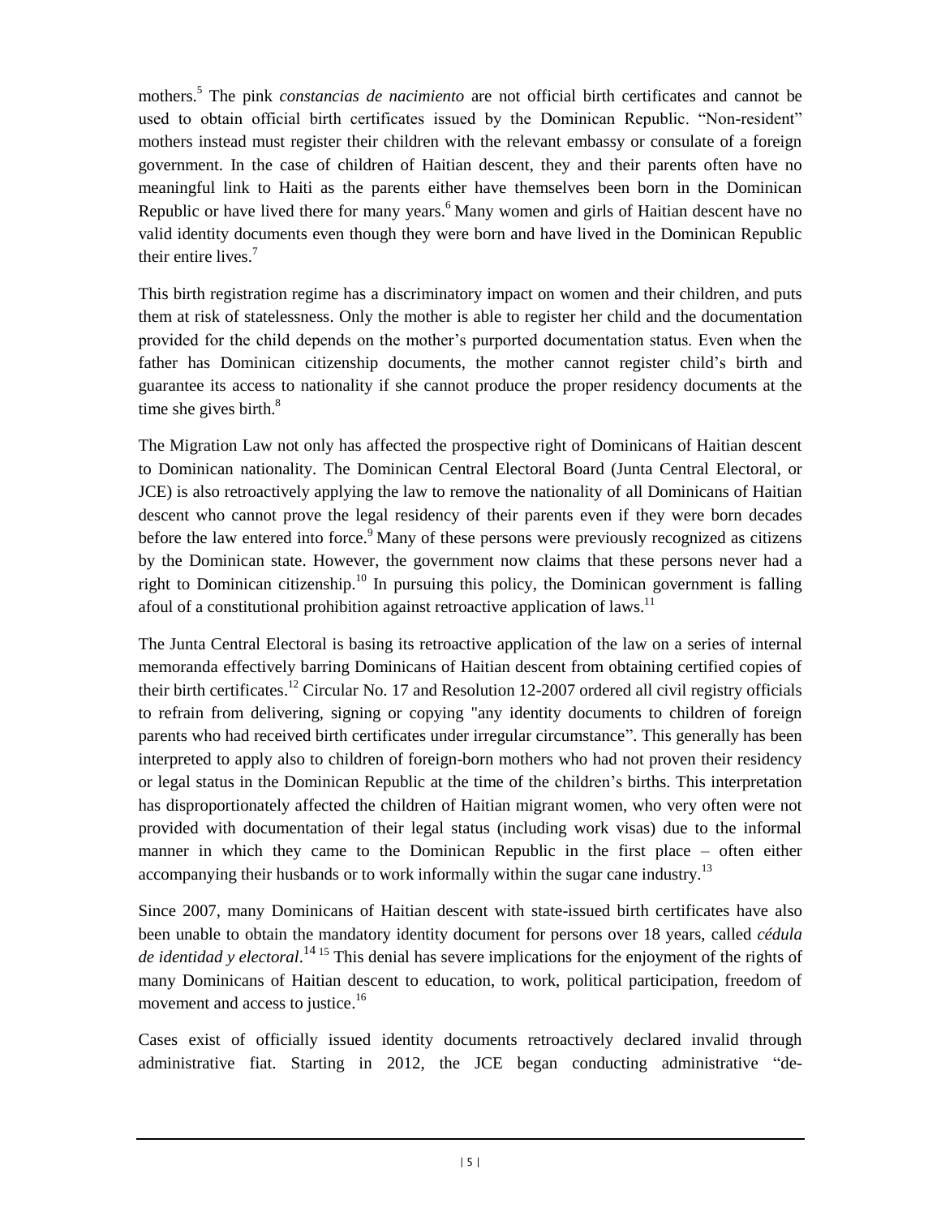mothers.[5] The pink *constancias de nacimiento* are not official birth certificates and cannot be used to obtain official birth certificates issued by the Dominican Republic. "Non-resident" mothers instead must register their children with the relevant embassy or consulate of a foreign government. In the case of children of Haitian descent, they and their parents often have no meaningful link to Haiti as the parents either have themselves been born in the Dominican Republic or have lived there for many years.[6] Many women and girls of Haitian descent have no valid identity documents even though they were born and have lived in the Dominican Republic their entire lives.[7]

This birth registration regime has a discriminatory impact on women and their children, and puts them at risk of statelessness. Only the mother is able to register her child and the documentation provided for the child depends on the mother's purported documentation status. Even when the father has Dominican citizenship documents, the mother cannot register child's birth and guarantee its access to nationality if she cannot produce the proper residency documents at the time she gives birth.[8]

The Migration Law not only has affected the prospective right of Dominicans of Haitian descent to Dominican nationality. The Dominican Central Electoral Board (Junta Central Electoral, or JCE) is also retroactively applying the law to remove the nationality of all Dominicans of Haitian descent who cannot prove the legal residency of their parents even if they were born decades before the law entered into force.[9] Many of these persons were previously recognized as citizens by the Dominican state. However, the government now claims that these persons never had a right to Dominican citizenship.[10] In pursuing this policy, the Dominican government is falling afoul of a constitutional prohibition against retroactive application of laws.[11]

The Junta Central Electoral is basing its retroactive application of the law on a series of internal memoranda effectively barring Dominicans of Haitian descent from obtaining certified copies of their birth certificates.[12] Circular No. 17 and Resolution 12-2007 ordered all civil registry officials to refrain from delivering, signing or copying "any identity documents to children of foreign parents who had received birth certificates under irregular circumstance". This generally has been interpreted to apply also to children of foreign-born mothers who had not proven their residency or legal status in the Dominican Republic at the time of the children's births. This interpretation has disproportionately affected the children of Haitian migrant women, who very often were not provided with documentation of their legal status (including work visas) due to the informal manner in which they came to the Dominican Republic in the first place – often either accompanying their husbands or to work informally within the sugar cane industry.[13]

Since 2007, many Dominicans of Haitian descent with state-issued birth certificates have also been unable to obtain the mandatory identity document for persons over 18 years, called *cédula de identidad y electoral*.[14] [15] This denial has severe implications for the enjoyment of the rights of many Dominicans of Haitian descent to education, to work, political participation, freedom of movement and access to justice.[16]

Cases exist of officially issued identity documents retroactively declared invalid through administrative fiat. Starting in 2012, the JCE began conducting administrative "de-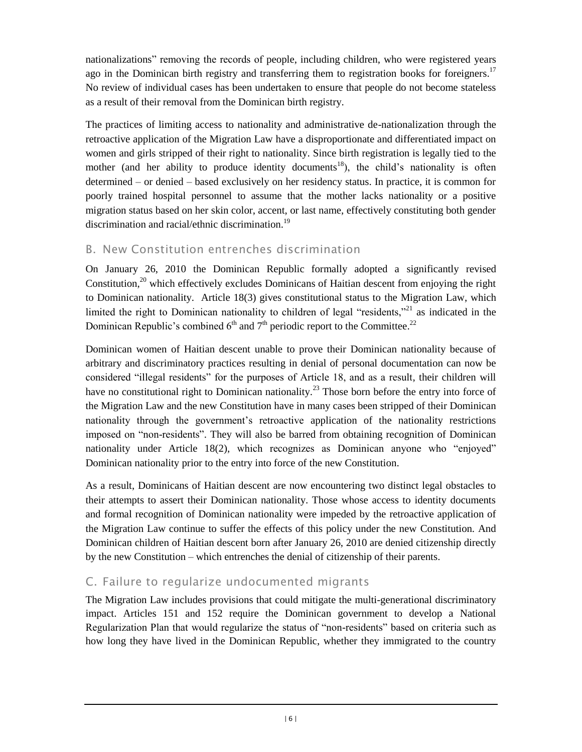nationalizations" removing the records of people, including children, who were registered years ago in the Dominican birth registry and transferring them to registration books for foreigners.[17] No review of individual cases has been undertaken to ensure that people do not become stateless as a result of their removal from the Dominican birth registry.

The practices of limiting access to nationality and administrative de-nationalization through the retroactive application of the Migration Law have a disproportionate and differentiated impact on women and girls stripped of their right to nationality. Since birth registration is legally tied to the mother (and her ability to produce identity documents[18]), the child's nationality is often determined – or denied – based exclusively on her residency status. In practice, it is common for poorly trained hospital personnel to assume that the mother lacks nationality or a positive migration status based on her skin color, accent, or last name, effectively constituting both gender discrimination and racial/ethnic discrimination.[19]

## B. New Constitution entrenches discrimination

On January 26, 2010 the Dominican Republic formally adopted a significantly revised Constitution,[20] which effectively excludes Dominicans of Haitian descent from enjoying the right to Dominican nationality. Article 18(3) gives constitutional status to the Migration Law, which limited the right to Dominican nationality to children of legal "residents,"[21] as indicated in the Dominican Republic's combined 6th and 7th periodic report to the Committee.[22]

Dominican women of Haitian descent unable to prove their Dominican nationality because of arbitrary and discriminatory practices resulting in denial of personal documentation can now be considered "illegal residents" for the purposes of Article 18, and as a result, their children will have no constitutional right to Dominican nationality.[23] Those born before the entry into force of the Migration Law and the new Constitution have in many cases been stripped of their Dominican nationality through the government's retroactive application of the nationality restrictions imposed on "non-residents". They will also be barred from obtaining recognition of Dominican nationality under Article 18(2), which recognizes as Dominican anyone who "enjoyed" Dominican nationality prior to the entry into force of the new Constitution.

As a result, Dominicans of Haitian descent are now encountering two distinct legal obstacles to their attempts to assert their Dominican nationality. Those whose access to identity documents and formal recognition of Dominican nationality were impeded by the retroactive application of the Migration Law continue to suffer the effects of this policy under the new Constitution. And Dominican children of Haitian descent born after January 26, 2010 are denied citizenship directly by the new Constitution – which entrenches the denial of citizenship of their parents.

## C. Failure to regularize undocumented migrants

The Migration Law includes provisions that could mitigate the multi-generational discriminatory impact. Articles 151 and 152 require the Dominican government to develop a National Regularization Plan that would regularize the status of "non-residents" based on criteria such as how long they have lived in the Dominican Republic, whether they immigrated to the country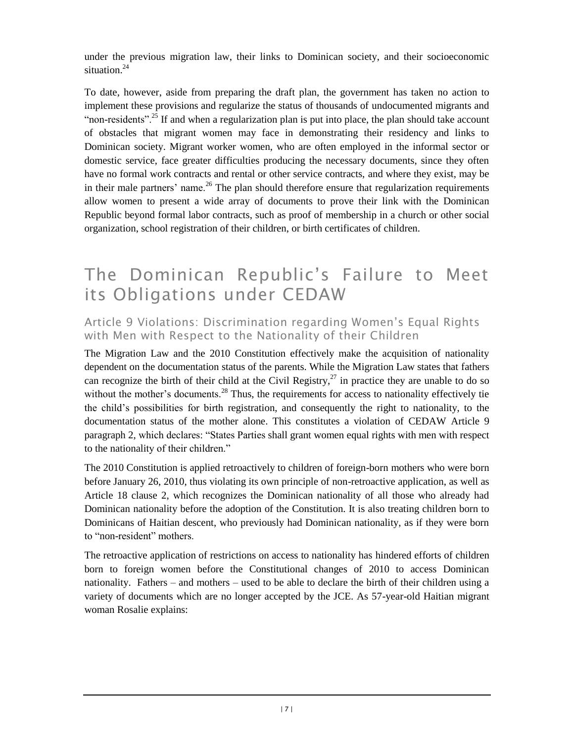under the previous migration law, their links to Dominican society, and their socioeconomic situation.[24]

To date, however, aside from preparing the draft plan, the government has taken no action to implement these provisions and regularize the status of thousands of undocumented migrants and "non-residents".[25] If and when a regularization plan is put into place, the plan should take account of obstacles that migrant women may face in demonstrating their residency and links to Dominican society. Migrant worker women, who are often employed in the informal sector or domestic service, face greater difficulties producing the necessary documents, since they often have no formal work contracts and rental or other service contracts, and where they exist, may be in their male partners' name.[26] The plan should therefore ensure that regularization requirements allow women to present a wide array of documents to prove their link with the Dominican Republic beyond formal labor contracts, such as proof of membership in a church or other social organization, school registration of their children, or birth certificates of children.

# The Dominican Republic's Failure to Meet its Obligations under CEDAW

## Article 9 Violations: Discrimination regarding Women's Equal Rights with Men with Respect to the Nationality of their Children

The Migration Law and the 2010 Constitution effectively make the acquisition of nationality dependent on the documentation status of the parents. While the Migration Law states that fathers can recognize the birth of their child at the Civil Registry,[27] in practice they are unable to do so without the mother's documents.[28] Thus, the requirements for access to nationality effectively tie the child's possibilities for birth registration, and consequently the right to nationality, to the documentation status of the mother alone. This constitutes a violation of CEDAW Article 9 paragraph 2, which declares: "States Parties shall grant women equal rights with men with respect to the nationality of their children."

The 2010 Constitution is applied retroactively to children of foreign-born mothers who were born before January 26, 2010, thus violating its own principle of non-retroactive application, as well as Article 18 clause 2, which recognizes the Dominican nationality of all those who already had Dominican nationality before the adoption of the Constitution. It is also treating children born to Dominicans of Haitian descent, who previously had Dominican nationality, as if they were born to "non-resident" mothers.

The retroactive application of restrictions on access to nationality has hindered efforts of children born to foreign women before the Constitutional changes of 2010 to access Dominican nationality. Fathers – and mothers – used to be able to declare the birth of their children using a variety of documents which are no longer accepted by the JCE. As 57-year-old Haitian migrant woman Rosalie explains: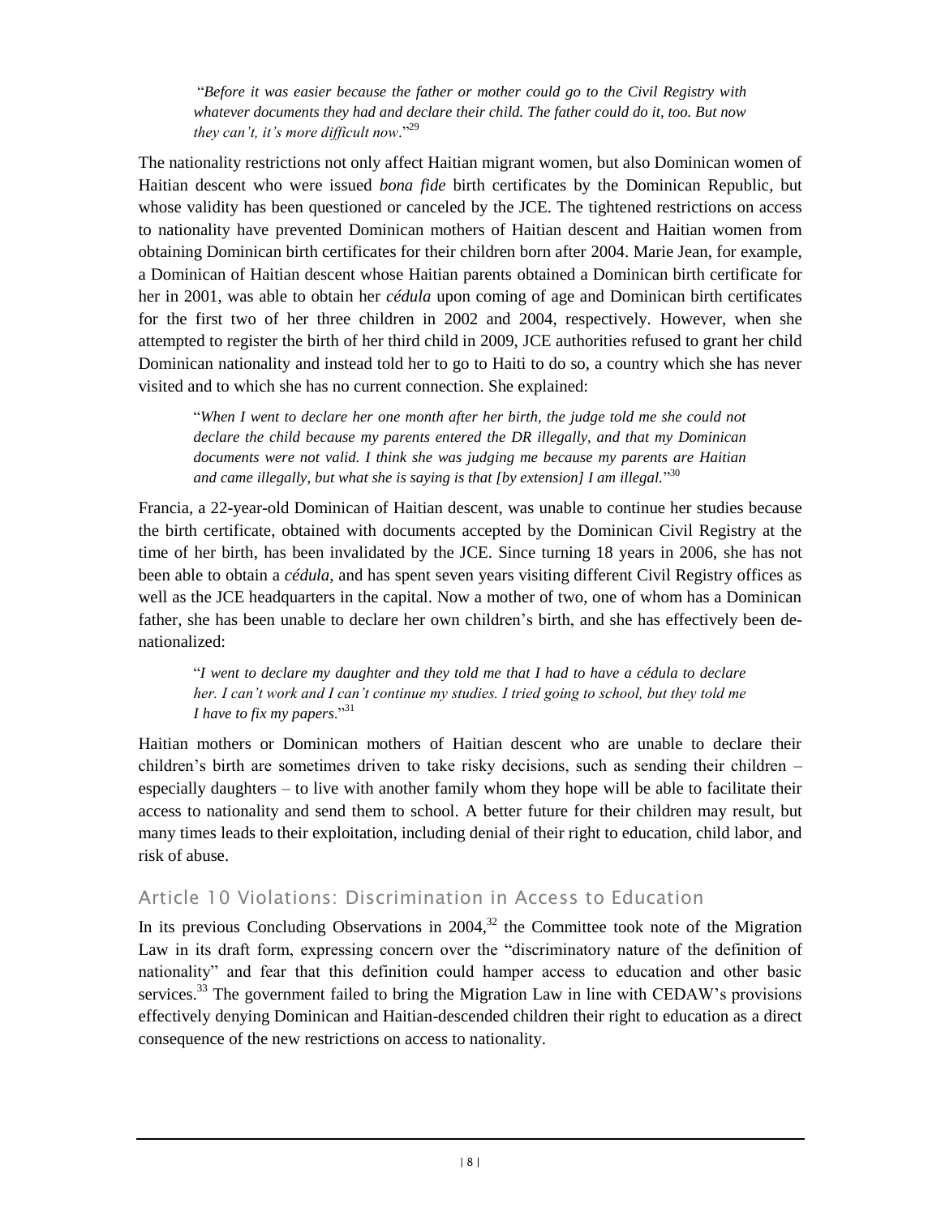> "*Before it was easier because the father or mother could go to the Civil Registry with whatever documents they had and declare their child. The father could do it, too. But now they can't, it's more difficult now*."[29]

The nationality restrictions not only affect Haitian migrant women, but also Dominican women of Haitian descent who were issued *bona fide* birth certificates by the Dominican Republic, but whose validity has been questioned or canceled by the JCE. The tightened restrictions on access to nationality have prevented Dominican mothers of Haitian descent and Haitian women from obtaining Dominican birth certificates for their children born after 2004. Marie Jean, for example, a Dominican of Haitian descent whose Haitian parents obtained a Dominican birth certificate for her in 2001, was able to obtain her *cédula* upon coming of age and Dominican birth certificates for the first two of her three children in 2002 and 2004, respectively. However, when she attempted to register the birth of her third child in 2009, JCE authorities refused to grant her child Dominican nationality and instead told her to go to Haiti to do so, a country which she has never visited and to which she has no current connection. She explained:

> "*When I went to declare her one month after her birth, the judge told me she could not declare the child because my parents entered the DR illegally, and that my Dominican documents were not valid. I think she was judging me because my parents are Haitian and came illegally, but what she is saying is that [by extension] I am illegal.*"[30]

Francia, a 22-year-old Dominican of Haitian descent, was unable to continue her studies because the birth certificate, obtained with documents accepted by the Dominican Civil Registry at the time of her birth, has been invalidated by the JCE. Since turning 18 years in 2006, she has not been able to obtain a *cédula*, and has spent seven years visiting different Civil Registry offices as well as the JCE headquarters in the capital. Now a mother of two, one of whom has a Dominican father, she has been unable to declare her own children's birth, and she has effectively been de-nationalized:

> "*I went to declare my daughter and they told me that I had to have a cédula to declare her. I can't work and I can't continue my studies. I tried going to school, but they told me I have to fix my papers.*"[31]

Haitian mothers or Dominican mothers of Haitian descent who are unable to declare their children's birth are sometimes driven to take risky decisions, such as sending their children – especially daughters – to live with another family whom they hope will be able to facilitate their access to nationality and send them to school. A better future for their children may result, but many times leads to their exploitation, including denial of their right to education, child labor, and risk of abuse.

## Article 10 Violations: Discrimination in Access to Education

In its previous Concluding Observations in 2004,[32] the Committee took note of the Migration Law in its draft form, expressing concern over the "discriminatory nature of the definition of nationality" and fear that this definition could hamper access to education and other basic services.[33] The government failed to bring the Migration Law in line with CEDAW's provisions effectively denying Dominican and Haitian-descended children their right to education as a direct consequence of the new restrictions on access to nationality.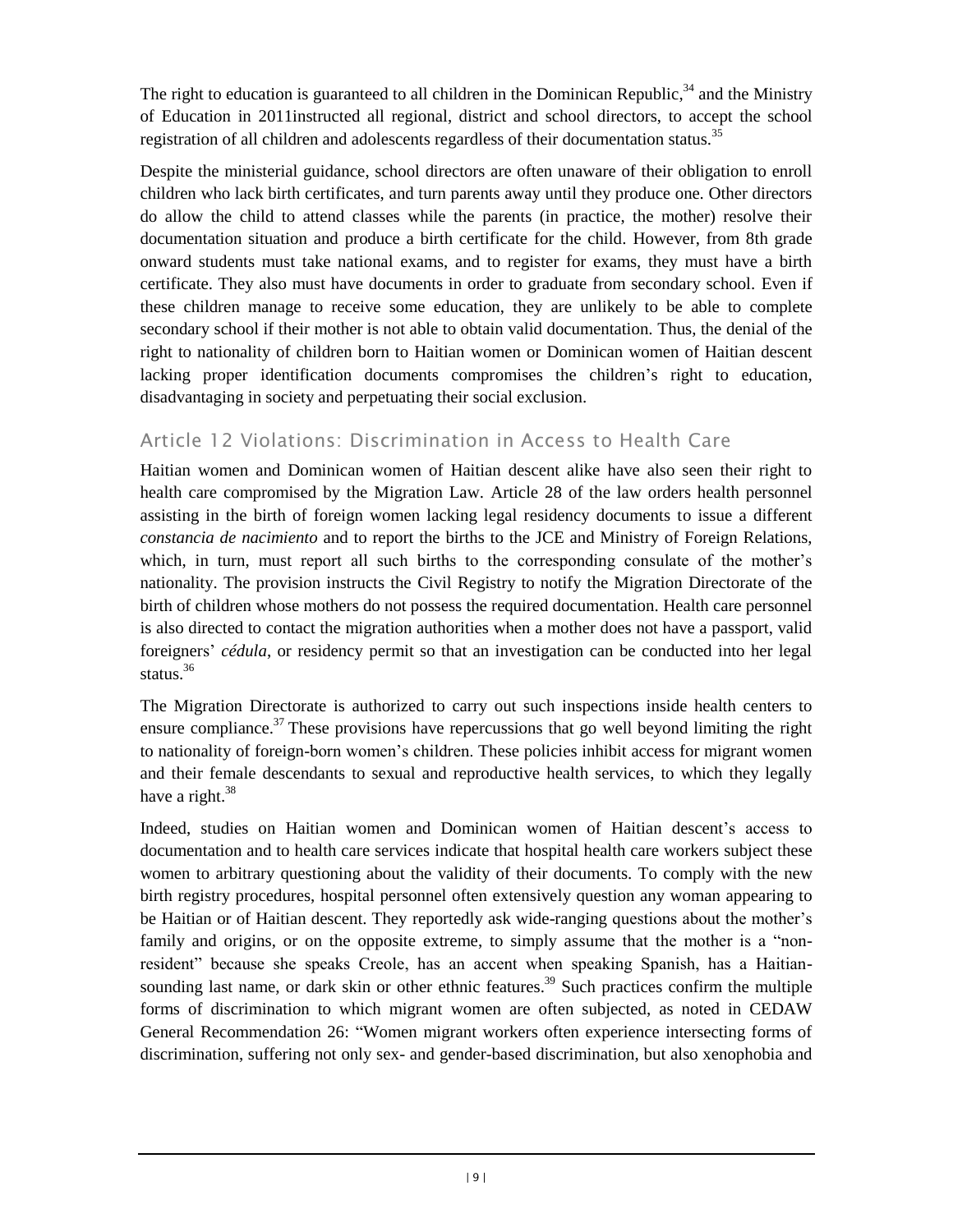The right to education is guaranteed to all children in the Dominican Republic,[34] and the Ministry of Education in 2011instructed all regional, district and school directors, to accept the school registration of all children and adolescents regardless of their documentation status.[35]

Despite the ministerial guidance, school directors are often unaware of their obligation to enroll children who lack birth certificates, and turn parents away until they produce one. Other directors do allow the child to attend classes while the parents (in practice, the mother) resolve their documentation situation and produce a birth certificate for the child. However, from 8th grade onward students must take national exams, and to register for exams, they must have a birth certificate. They also must have documents in order to graduate from secondary school. Even if these children manage to receive some education, they are unlikely to be able to complete secondary school if their mother is not able to obtain valid documentation. Thus, the denial of the right to nationality of children born to Haitian women or Dominican women of Haitian descent lacking proper identification documents compromises the children's right to education, disadvantaging in society and perpetuating their social exclusion.

## Article 12 Violations: Discrimination in Access to Health Care

Haitian women and Dominican women of Haitian descent alike have also seen their right to health care compromised by the Migration Law. Article 28 of the law orders health personnel assisting in the birth of foreign women lacking legal residency documents to issue a different *constancia de nacimiento* and to report the births to the JCE and Ministry of Foreign Relations, which, in turn, must report all such births to the corresponding consulate of the mother's nationality. The provision instructs the Civil Registry to notify the Migration Directorate of the birth of children whose mothers do not possess the required documentation. Health care personnel is also directed to contact the migration authorities when a mother does not have a passport, valid foreigners' *cédula*, or residency permit so that an investigation can be conducted into her legal status.[36]

The Migration Directorate is authorized to carry out such inspections inside health centers to ensure compliance.[37] These provisions have repercussions that go well beyond limiting the right to nationality of foreign-born women's children. These policies inhibit access for migrant women and their female descendants to sexual and reproductive health services, to which they legally have a right.[38]

Indeed, studies on Haitian women and Dominican women of Haitian descent's access to documentation and to health care services indicate that hospital health care workers subject these women to arbitrary questioning about the validity of their documents. To comply with the new birth registry procedures, hospital personnel often extensively question any woman appearing to be Haitian or of Haitian descent. They reportedly ask wide-ranging questions about the mother's family and origins, or on the opposite extreme, to simply assume that the mother is a "non-resident" because she speaks Creole, has an accent when speaking Spanish, has a Haitian-sounding last name, or dark skin or other ethnic features.[39] Such practices confirm the multiple forms of discrimination to which migrant women are often subjected, as noted in CEDAW General Recommendation 26: "Women migrant workers often experience intersecting forms of discrimination, suffering not only sex- and gender-based discrimination, but also xenophobia and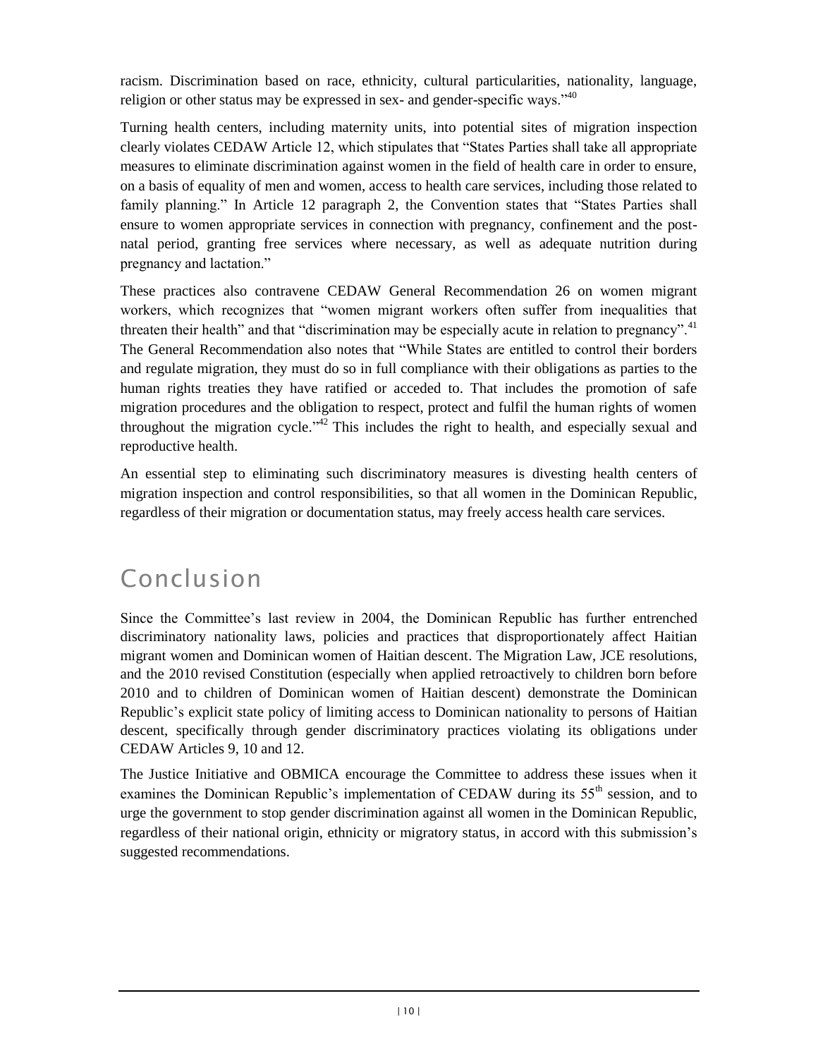racism. Discrimination based on race, ethnicity, cultural particularities, nationality, language, religion or other status may be expressed in sex- and gender-specific ways."[40]

Turning health centers, including maternity units, into potential sites of migration inspection clearly violates CEDAW Article 12, which stipulates that "States Parties shall take all appropriate measures to eliminate discrimination against women in the field of health care in order to ensure, on a basis of equality of men and women, access to health care services, including those related to family planning." In Article 12 paragraph 2, the Convention states that "States Parties shall ensure to women appropriate services in connection with pregnancy, confinement and the post-natal period, granting free services where necessary, as well as adequate nutrition during pregnancy and lactation."

These practices also contravene CEDAW General Recommendation 26 on women migrant workers, which recognizes that "women migrant workers often suffer from inequalities that threaten their health" and that "discrimination may be especially acute in relation to pregnancy".[41] The General Recommendation also notes that "While States are entitled to control their borders and regulate migration, they must do so in full compliance with their obligations as parties to the human rights treaties they have ratified or acceded to. That includes the promotion of safe migration procedures and the obligation to respect, protect and fulfil the human rights of women throughout the migration cycle."[42] This includes the right to health, and especially sexual and reproductive health.

An essential step to eliminating such discriminatory measures is divesting health centers of migration inspection and control responsibilities, so that all women in the Dominican Republic, regardless of their migration or documentation status, may freely access health care services.

# Conclusion

Since the Committee's last review in 2004, the Dominican Republic has further entrenched discriminatory nationality laws, policies and practices that disproportionately affect Haitian migrant women and Dominican women of Haitian descent. The Migration Law, JCE resolutions, and the 2010 revised Constitution (especially when applied retroactively to children born before 2010 and to children of Dominican women of Haitian descent) demonstrate the Dominican Republic's explicit state policy of limiting access to Dominican nationality to persons of Haitian descent, specifically through gender discriminatory practices violating its obligations under CEDAW Articles 9, 10 and 12.

The Justice Initiative and OBMICA encourage the Committee to address these issues when it examines the Dominican Republic's implementation of CEDAW during its 55th session, and to urge the government to stop gender discrimination against all women in the Dominican Republic, regardless of their national origin, ethnicity or migratory status, in accord with this submission's suggested recommendations.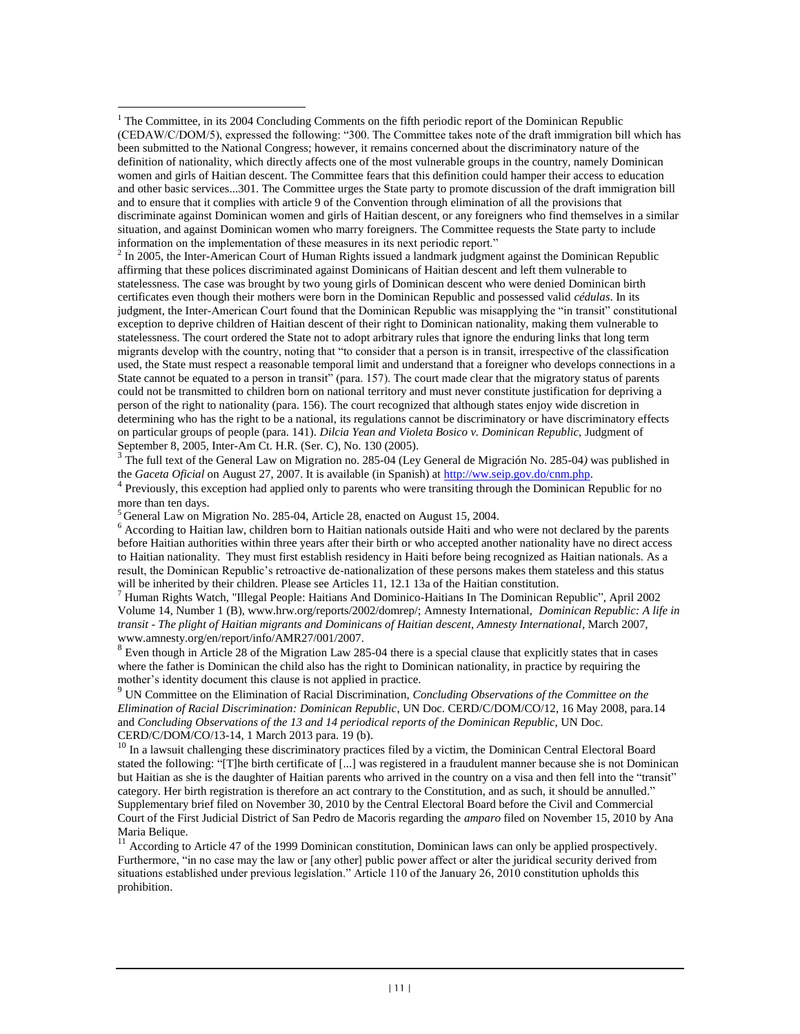[1] The Committee, in its 2004 Concluding Comments on the fifth periodic report of the Dominican Republic (CEDAW/C/DOM/5), expressed the following: "300. The Committee takes note of the draft immigration bill which has been submitted to the National Congress; however, it remains concerned about the discriminatory nature of the definition of nationality, which directly affects one of the most vulnerable groups in the country, namely Dominican women and girls of Haitian descent. The Committee fears that this definition could hamper their access to education and other basic services...301. The Committee urges the State party to promote discussion of the draft immigration bill and to ensure that it complies with article 9 of the Convention through elimination of all the provisions that discriminate against Dominican women and girls of Haitian descent, or any foreigners who find themselves in a similar situation, and against Dominican women who marry foreigners. The Committee requests the State party to include information on the implementation of these measures in its next periodic report."

[2] In 2005, the Inter-American Court of Human Rights issued a landmark judgment against the Dominican Republic affirming that these polices discriminated against Dominicans of Haitian descent and left them vulnerable to statelessness. The case was brought by two young girls of Dominican descent who were denied Dominican birth certificates even though their mothers were born in the Dominican Republic and possessed valid *cédulas*. In its judgment, the Inter-American Court found that the Dominican Republic was misapplying the "in transit" constitutional exception to deprive children of Haitian descent of their right to Dominican nationality, making them vulnerable to statelessness. The court ordered the State not to adopt arbitrary rules that ignore the enduring links that long term migrants develop with the country, noting that "to consider that a person is in transit, irrespective of the classification used, the State must respect a reasonable temporal limit and understand that a foreigner who develops connections in a State cannot be equated to a person in transit" (para. 157). The court made clear that the migratory status of parents could not be transmitted to children born on national territory and must never constitute justification for depriving a person of the right to nationality (para. 156). The court recognized that although states enjoy wide discretion in determining who has the right to be a national, its regulations cannot be discriminatory or have discriminatory effects on particular groups of people (para. 141). *Dilcia Yean and Violeta Bosico v. Dominican Republic,* Judgment of September 8, 2005, Inter-Am Ct. H.R. (Ser. C), No. 130 (2005).

[3] The full text of the General Law on Migration no. 285-04 (Ley General de Migración No. 285-04*)* was published in the *Gaceta Oficial* on August 27, 2007. It is available (in Spanish) at http://ww.seip.gov.do/cnm.php.

[4] Previously, this exception had applied only to parents who were transiting through the Dominican Republic for no more than ten days.

[5] General Law on Migration No. 285-04, Article 28, enacted on August 15, 2004.

[6] According to Haitian law, children born to Haitian nationals outside Haiti and who were not declared by the parents before Haitian authorities within three years after their birth or who accepted another nationality have no direct access to Haitian nationality. They must first establish residency in Haiti before being recognized as Haitian nationals. As a result, the Dominican Republic's retroactive de-nationalization of these persons makes them stateless and this status will be inherited by their children. Please see Articles 11, 12.1 13a of the Haitian constitution.

[7] Human Rights Watch, "Illegal People: Haitians And Dominico-Haitians In The Dominican Republic", April 2002 Volume 14, Number 1 (B), www.hrw.org/reports/2002/domrep/; Amnesty International, *Dominican Republic: A life in transit - The plight of Haitian migrants and Dominicans of Haitian descent, Amnesty International*, March 2007, www.amnesty.org/en/report/info/AMR27/001/2007.

[8] Even though in Article 28 of the Migration Law 285-04 there is a special clause that explicitly states that in cases where the father is Dominican the child also has the right to Dominican nationality, in practice by requiring the mother's identity document this clause is not applied in practice.

[9] UN Committee on the Elimination of Racial Discrimination, *Concluding Observations of the Committee on the Elimination of Racial Discrimination: Dominican Republic*, UN Doc. CERD/C/DOM/CO/12, 16 May 2008, para.14 and *Concluding Observations of the 13 and 14 periodical reports of the Dominican Republic*, UN Doc. CERD/C/DOM/CO/13-14, 1 March 2013 para. 19 (b).

[10] In a lawsuit challenging these discriminatory practices filed by a victim, the Dominican Central Electoral Board stated the following: "[T]he birth certificate of [...] was registered in a fraudulent manner because she is not Dominican but Haitian as she is the daughter of Haitian parents who arrived in the country on a visa and then fell into the "transit" category. Her birth registration is therefore an act contrary to the Constitution, and as such, it should be annulled." Supplementary brief filed on November 30, 2010 by the Central Electoral Board before the Civil and Commercial Court of the First Judicial District of San Pedro de Macoris regarding the *amparo* filed on November 15, 2010 by Ana Maria Belique.

[11] According to Article 47 of the 1999 Dominican constitution, Dominican laws can only be applied prospectively. Furthermore, "in no case may the law or [any other] public power affect or alter the juridical security derived from situations established under previous legislation." Article 110 of the January 26, 2010 constitution upholds this prohibition.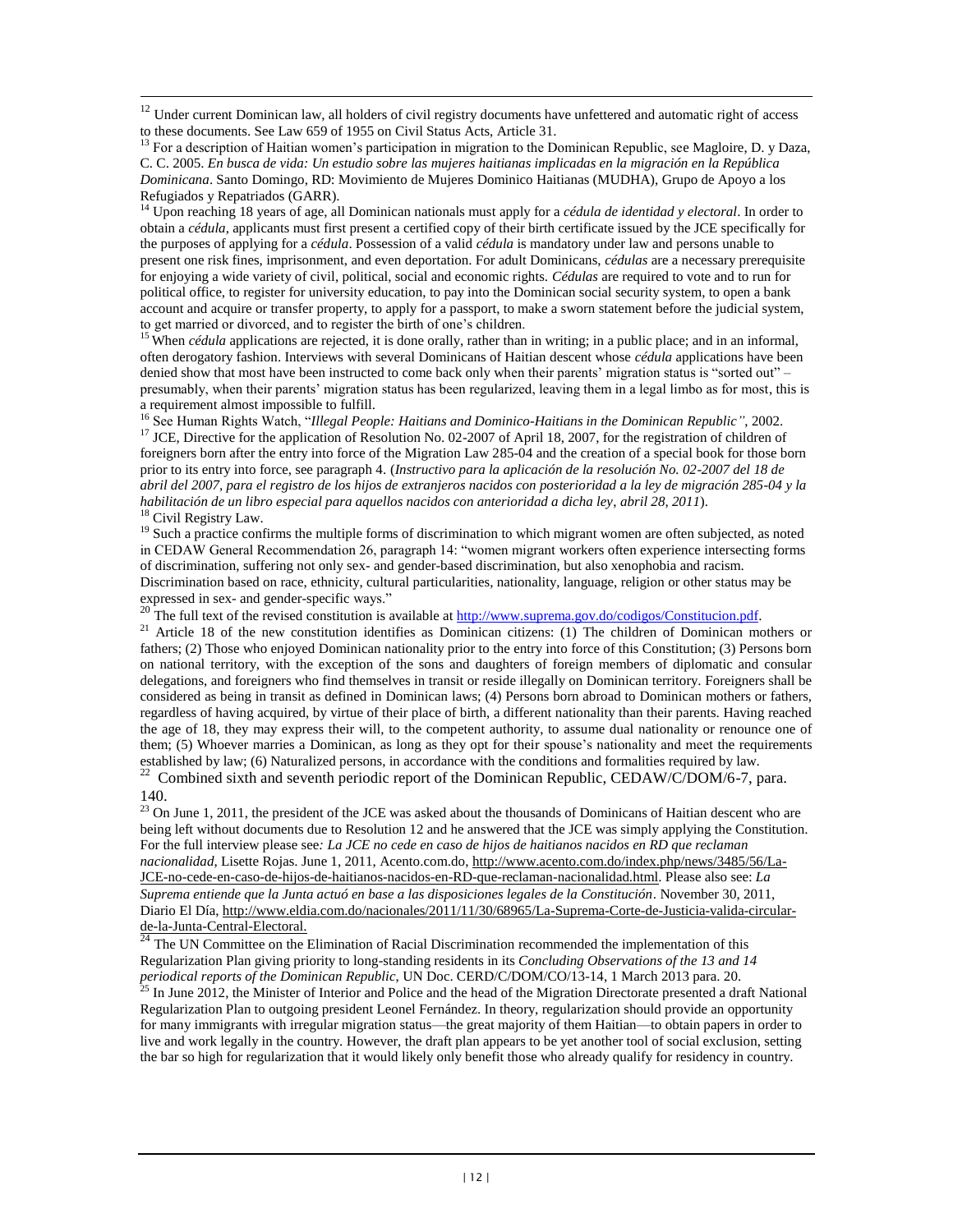[12] Under current Dominican law, all holders of civil registry documents have unfettered and automatic right of access to these documents. See Law 659 of 1955 on Civil Status Acts, Article 31.

[13] For a description of Haitian women's participation in migration to the Dominican Republic, see Magloire, D. y Daza, C. C. 2005. *En busca de vida: Un estudio sobre las mujeres haitianas implicadas en la migración en la República Dominicana*. Santo Domingo, RD: Movimiento de Mujeres Dominico Haitianas (MUDHA), Grupo de Apoyo a los Refugiados y Repatriados (GARR).

[14] Upon reaching 18 years of age, all Dominican nationals must apply for a *cédula de identidad y electoral*. In order to obtain a *cédula*, applicants must first present a certified copy of their birth certificate issued by the JCE specifically for the purposes of applying for a *cédula*. Possession of a valid *cédula* is mandatory under law and persons unable to present one risk fines, imprisonment, and even deportation. For adult Dominicans, *cédulas* are a necessary prerequisite for enjoying a wide variety of civil, political, social and economic rights. *Cédulas* are required to vote and to run for political office, to register for university education, to pay into the Dominican social security system, to open a bank account and acquire or transfer property, to apply for a passport, to make a sworn statement before the judicial system, to get married or divorced, and to register the birth of one's children.

[15] When *cédula* applications are rejected, it is done orally, rather than in writing; in a public place; and in an informal, often derogatory fashion. Interviews with several Dominicans of Haitian descent whose *cédula* applications have been denied show that most have been instructed to come back only when their parents' migration status is "sorted out" – presumably, when their parents' migration status has been regularized, leaving them in a legal limbo as for most, this is a requirement almost impossible to fulfill.

[16] See Human Rights Watch, "*Illegal People: Haitians and Dominico-Haitians in the Dominican Republic"*, 2002.

[17] JCE, Directive for the application of Resolution No. 02-2007 of April 18, 2007, for the registration of children of foreigners born after the entry into force of the Migration Law 285-04 and the creation of a special book for those born prior to its entry into force, see paragraph 4. (*Instructivo para la aplicación de la resolución No. 02-2007 del 18 de abril del 2007, para el registro de los hijos de extranjeros nacidos con posterioridad a la ley de migración 285-04 y la habilitación de un libro especial para aquellos nacidos con anterioridad a dicha ley, abril 28, 2011*).

[18] Civil Registry Law.

[19] Such a practice confirms the multiple forms of discrimination to which migrant women are often subjected, as noted in CEDAW General Recommendation 26, paragraph 14: "women migrant workers often experience intersecting forms of discrimination, suffering not only sex- and gender-based discrimination, but also xenophobia and racism. Discrimination based on race, ethnicity, cultural particularities, nationality, language, religion or other status may be expressed in sex- and gender-specific ways."

[20] The full text of the revised constitution is available at http://www.suprema.gov.do/codigos/Constitucion.pdf.

[21] Article 18 of the new constitution identifies as Dominican citizens: (1) The children of Dominican mothers or fathers; (2) Those who enjoyed Dominican nationality prior to the entry into force of this Constitution; (3) Persons born on national territory, with the exception of the sons and daughters of foreign members of diplomatic and consular delegations, and foreigners who find themselves in transit or reside illegally on Dominican territory. Foreigners shall be considered as being in transit as defined in Dominican laws; (4) Persons born abroad to Dominican mothers or fathers, regardless of having acquired, by virtue of their place of birth, a different nationality than their parents. Having reached the age of 18, they may express their will, to the competent authority, to assume dual nationality or renounce one of them; (5) Whoever marries a Dominican, as long as they opt for their spouse's nationality and meet the requirements established by law; (6) Naturalized persons, in accordance with the conditions and formalities required by law.

[22] Combined sixth and seventh periodic report of the Dominican Republic, CEDAW/C/DOM/6-7, para. 140.

[23] On June 1, 2011, the president of the JCE was asked about the thousands of Dominicans of Haitian descent who are being left without documents due to Resolution 12 and he answered that the JCE was simply applying the Constitution. For the full interview please see*: La JCE no cede en caso de hijos de haitianos nacidos en RD que reclaman nacionalidad*, Lisette Rojas. June 1, 2011, Acento.com.do, http://www.acento.com.do/index.php/news/3485/56/La-JCE-no-cede-en-caso-de-hijos-de-haitianos-nacidos-en-RD-que-reclaman-nacionalidad.html. Please also see: *La Suprema entiende que la Junta actuó en base a las disposiciones legales de la Constitución*. November 30, 2011, Diario El Día, http://www.eldia.com.do/nacionales/2011/11/30/68965/La-Suprema-Corte-de-Justicia-valida-circular-de-la-Junta-Central-Electoral.

[24] The UN Committee on the Elimination of Racial Discrimination recommended the implementation of this Regularization Plan giving priority to long-standing residents in its *Concluding Observations of the 13 and 14 periodical reports of the Dominican Republic*, UN Doc. CERD/C/DOM/CO/13-14, 1 March 2013 para. 20.

[25] In June 2012, the Minister of Interior and Police and the head of the Migration Directorate presented a draft National Regularization Plan to outgoing president Leonel Fernández. In theory, regularization should provide an opportunity for many immigrants with irregular migration status—the great majority of them Haitian—to obtain papers in order to live and work legally in the country. However, the draft plan appears to be yet another tool of social exclusion, setting the bar so high for regularization that it would likely only benefit those who already qualify for residency in country.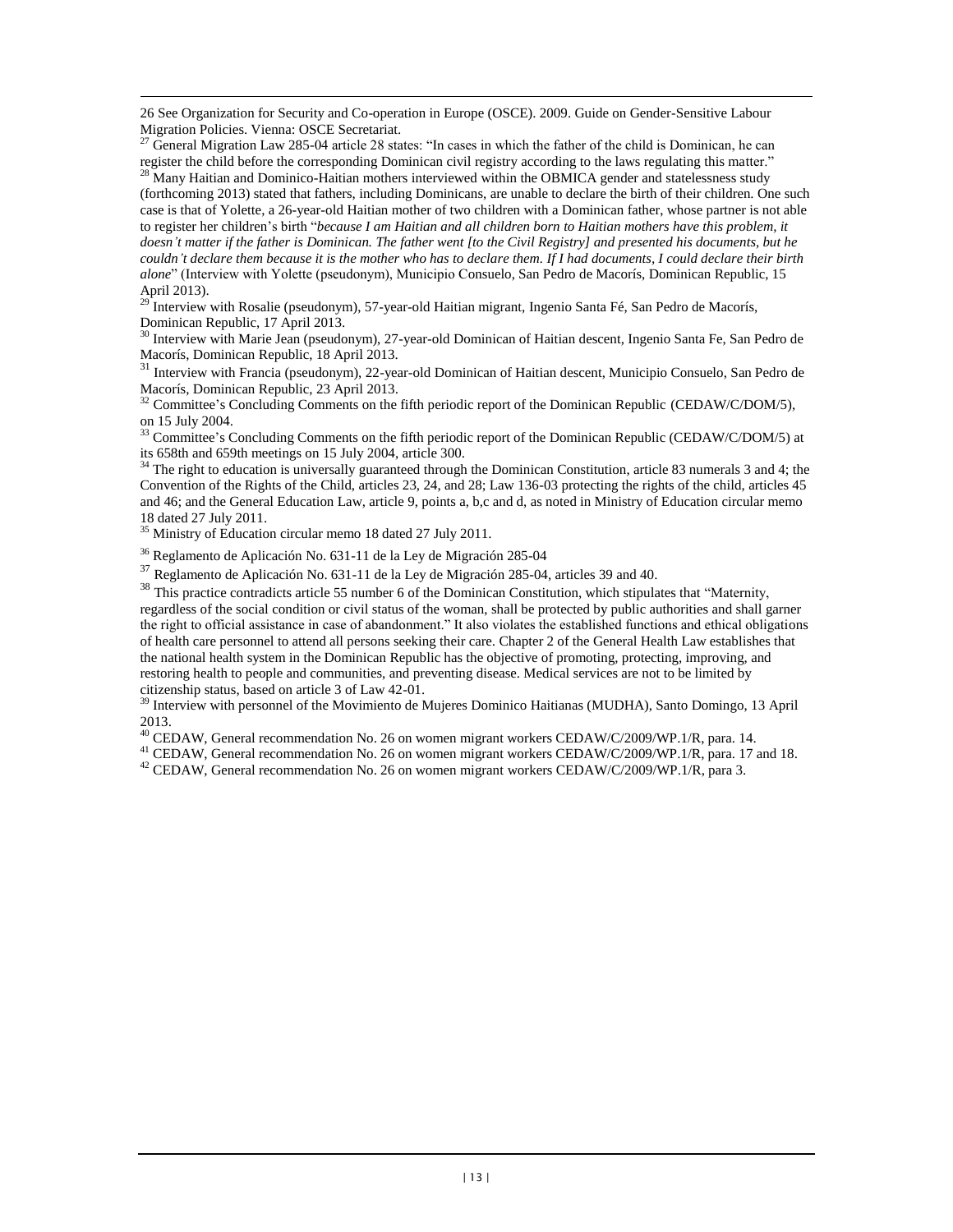26 See Organization for Security and Co-operation in Europe (OSCE). 2009. Guide on Gender-Sensitive Labour Migration Policies. Vienna: OSCE Secretariat.

[27] General Migration Law 285-04 article 28 states: "In cases in which the father of the child is Dominican, he can register the child before the corresponding Dominican civil registry according to the laws regulating this matter."

[28] Many Haitian and Dominico-Haitian mothers interviewed within the OBMICA gender and statelessness study (forthcoming 2013) stated that fathers, including Dominicans, are unable to declare the birth of their children. One such case is that of Yolette, a 26-year-old Haitian mother of two children with a Dominican father, whose partner is not able to register her children's birth "*because I am Haitian and all children born to Haitian mothers have this problem, it doesn't matter if the father is Dominican. The father went [to the Civil Registry] and presented his documents, but he couldn't declare them because it is the mother who has to declare them. If I had documents, I could declare their birth alone*" (Interview with Yolette (pseudonym), Municipio Consuelo, San Pedro de Macorís, Dominican Republic, 15 April 2013).

[29] Interview with Rosalie (pseudonym), 57-year-old Haitian migrant, Ingenio Santa Fé, San Pedro de Macorís, Dominican Republic, 17 April 2013.

[30] Interview with Marie Jean (pseudonym), 27-year-old Dominican of Haitian descent, Ingenio Santa Fe, San Pedro de Macorís, Dominican Republic, 18 April 2013.

[31] Interview with Francia (pseudonym), 22-year-old Dominican of Haitian descent, Municipio Consuelo, San Pedro de Macorís, Dominican Republic, 23 April 2013.

[32] Committee's Concluding Comments on the fifth periodic report of the Dominican Republic (CEDAW/C/DOM/5), on 15 July 2004.

[33] Committee's Concluding Comments on the fifth periodic report of the Dominican Republic (CEDAW/C/DOM/5) at its 658th and 659th meetings on 15 July 2004, article 300.

[34] The right to education is universally guaranteed through the Dominican Constitution, article 83 numerals 3 and 4; the Convention of the Rights of the Child, articles 23, 24, and 28; Law 136-03 protecting the rights of the child, articles 45 and 46; and the General Education Law, article 9, points a, b,c and d, as noted in Ministry of Education circular memo 18 dated 27 July 2011.

[35] Ministry of Education circular memo 18 dated 27 July 2011.

[36] Reglamento de Aplicación No. 631-11 de la Ley de Migración 285-04

[37] Reglamento de Aplicación No. 631-11 de la Ley de Migración 285-04, articles 39 and 40.

[38] This practice contradicts article 55 number 6 of the Dominican Constitution, which stipulates that "Maternity, regardless of the social condition or civil status of the woman, shall be protected by public authorities and shall garner the right to official assistance in case of abandonment." It also violates the established functions and ethical obligations of health care personnel to attend all persons seeking their care. Chapter 2 of the General Health Law establishes that the national health system in the Dominican Republic has the objective of promoting, protecting, improving, and restoring health to people and communities, and preventing disease. Medical services are not to be limited by citizenship status, based on article 3 of Law 42-01.

[39] Interview with personnel of the Movimiento de Mujeres Dominico Haitianas (MUDHA), Santo Domingo, 13 April 2013.

[40] CEDAW, General recommendation No. 26 on women migrant workers CEDAW/C/2009/WP.1/R, para. 14.

[41] CEDAW, General recommendation No. 26 on women migrant workers CEDAW/C/2009/WP.1/R, para. 17 and 18.

[42] CEDAW, General recommendation No. 26 on women migrant workers CEDAW/C/2009/WP.1/R, para 3.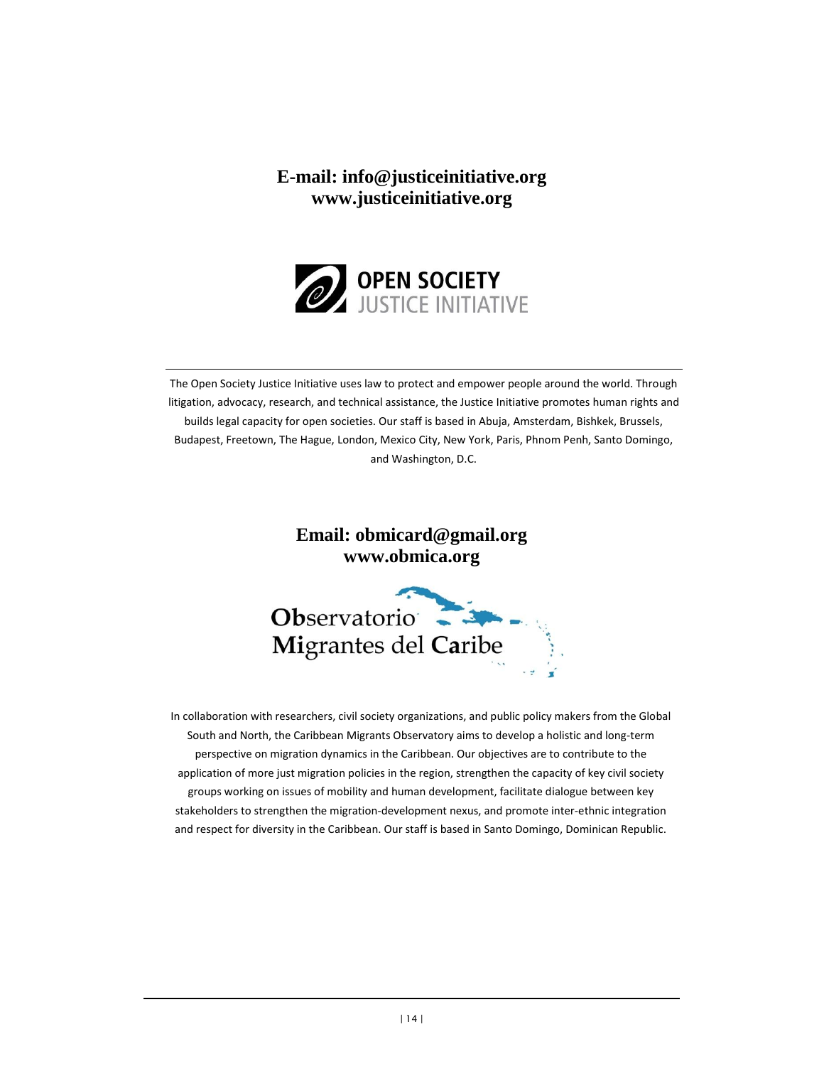**E-mail: info@justiceinitiative.org**
**www.justiceinitiative.org**

OPEN SOCIETY
JUSTICE INITIATIVE

The Open Society Justice Initiative uses law to protect and empower people around the world. Through litigation, advocacy, research, and technical assistance, the Justice Initiative promotes human rights and builds legal capacity for open societies. Our staff is based in Abuja, Amsterdam, Bishkek, Brussels, Budapest, Freetown, The Hague, London, Mexico City, New York, Paris, Phnom Penh, Santo Domingo, and Washington, D.C.

**Email: obmicard@gmail.org**
**www.obmica.org**

**Ob**servatorio
**Mi**grantes del **Ca**ribe

In collaboration with researchers, civil society organizations, and public policy makers from the Global South and North, the Caribbean Migrants Observatory aims to develop a holistic and long-term perspective on migration dynamics in the Caribbean. Our objectives are to contribute to the application of more just migration policies in the region, strengthen the capacity of key civil society groups working on issues of mobility and human development, facilitate dialogue between key stakeholders to strengthen the migration-development nexus, and promote inter-ethnic integration and respect for diversity in the Caribbean. Our staff is based in Santo Domingo, Dominican Republic.